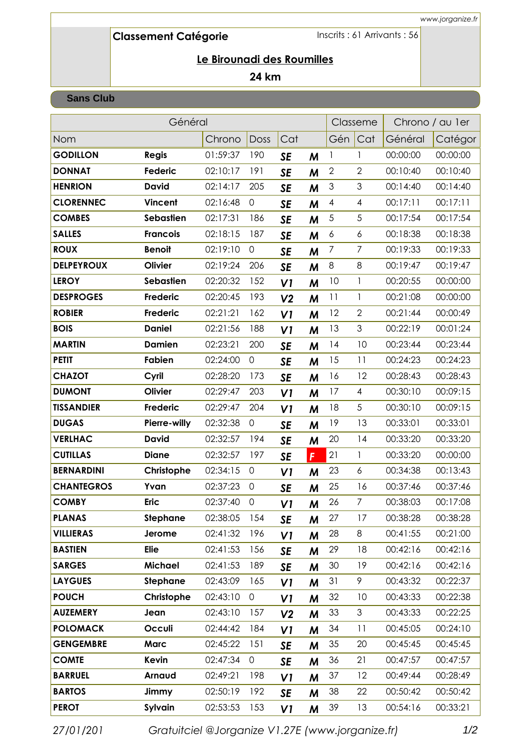www.jorganize.fr

## Classement Catégorie

Inscrits : 61 Arrivants : 56

### Le Birounadi des Roumilles

### 24 km

**Sans Club**

| Général | | | | | | Classeme | | Chrono / au 1er | |
|---|---|---|---|---|---|---|---|---|---|
| Nom | | Chrono | Doss | Cat | | Gén | Cat | Général | Catégor |
| **GODILLON** | **Regis** | 01:59:37 | 190 | SE | M | 1 | 1 | 00:00:00 | 00:00:00 |
| **DONNAT** | **Federic** | 02:10:17 | 191 | SE | M | 2 | 2 | 00:10:40 | 00:10:40 |
| **HENRION** | **David** | 02:14:17 | 205 | SE | M | 3 | 3 | 00:14:40 | 00:14:40 |
| **CLORENNEC** | **Vincent** | 02:16:48 | 0 | SE | M | 4 | 4 | 00:17:11 | 00:17:11 |
| **COMBES** | **Sebastien** | 02:17:31 | 186 | SE | M | 5 | 5 | 00:17:54 | 00:17:54 |
| **SALLES** | **Francois** | 02:18:15 | 187 | SE | M | 6 | 6 | 00:18:38 | 00:18:38 |
| **ROUX** | **Benoit** | 02:19:10 | 0 | SE | M | 7 | 7 | 00:19:33 | 00:19:33 |
| **DELPEYROUX** | **Olivier** | 02:19:24 | 206 | SE | M | 8 | 8 | 00:19:47 | 00:19:47 |
| **LEROY** | **Sebastien** | 02:20:32 | 152 | V1 | M | 10 | 1 | 00:20:55 | 00:00:00 |
| **DESPROGES** | **Frederic** | 02:20:45 | 193 | V2 | M | 11 | 1 | 00:21:08 | 00:00:00 |
| **ROBIER** | **Frederic** | 02:21:21 | 162 | V1 | M | 12 | 2 | 00:21:44 | 00:00:49 |
| **BOIS** | **Daniel** | 02:21:56 | 188 | V1 | M | 13 | 3 | 00:22:19 | 00:01:24 |
| **MARTIN** | **Damien** | 02:23:21 | 200 | SE | M | 14 | 10 | 00:23:44 | 00:23:44 |
| **PETIT** | **Fabien** | 02:24:00 | 0 | SE | M | 15 | 11 | 00:24:23 | 00:24:23 |
| **CHAZOT** | **Cyril** | 02:28:20 | 173 | SE | M | 16 | 12 | 00:28:43 | 00:28:43 |
| **DUMONT** | **Olivier** | 02:29:47 | 203 | V1 | M | 17 | 4 | 00:30:10 | 00:09:15 |
| **TISSANDIER** | **Frederic** | 02:29:47 | 204 | V1 | M | 18 | 5 | 00:30:10 | 00:09:15 |
| **DUGAS** | **Pierre-willy** | 02:32:38 | 0 | SE | M | 19 | 13 | 00:33:01 | 00:33:01 |
| **VERLHAC** | **David** | 02:32:57 | 194 | SE | M | 20 | 14 | 00:33:20 | 00:33:20 |
| **CUTILLAS** | **Diane** | 02:32:57 | 197 | SE | F | 21 | 1 | 00:33:20 | 00:00:00 |
| **BERNARDINI** | **Christophe** | 02:34:15 | 0 | V1 | M | 23 | 6 | 00:34:38 | 00:13:43 |
| **CHANTEGROS** | **Yvan** | 02:37:23 | 0 | SE | M | 25 | 16 | 00:37:46 | 00:37:46 |
| **COMBY** | **Eric** | 02:37:40 | 0 | V1 | M | 26 | 7 | 00:38:03 | 00:17:08 |
| **PLANAS** | **Stephane** | 02:38:05 | 154 | SE | M | 27 | 17 | 00:38:28 | 00:38:28 |
| **VILLIERAS** | **Jerome** | 02:41:32 | 196 | V1 | M | 28 | 8 | 00:41:55 | 00:21:00 |
| **BASTIEN** | **Elie** | 02:41:53 | 156 | SE | M | 29 | 18 | 00:42:16 | 00:42:16 |
| **SARGES** | **Michael** | 02:41:53 | 189 | SE | M | 30 | 19 | 00:42:16 | 00:42:16 |
| **LAYGUES** | **Stephane** | 02:43:09 | 165 | V1 | M | 31 | 9 | 00:43:32 | 00:22:37 |
| **POUCH** | **Christophe** | 02:43:10 | 0 | V1 | M | 32 | 10 | 00:43:33 | 00:22:38 |
| **AUZEMERY** | **Jean** | 02:43:10 | 157 | V2 | M | 33 | 3 | 00:43:33 | 00:22:25 |
| **POLOMACK** | **Occuli** | 02:44:42 | 184 | V1 | M | 34 | 11 | 00:45:05 | 00:24:10 |
| **GENGEMBRE** | **Marc** | 02:45:22 | 151 | SE | M | 35 | 20 | 00:45:45 | 00:45:45 |
| **COMTE** | **Kevin** | 02:47:34 | 0 | SE | M | 36 | 21 | 00:47:57 | 00:47:57 |
| **BARRUEL** | **Arnaud** | 02:49:21 | 198 | V1 | M | 37 | 12 | 00:49:44 | 00:28:49 |
| **BARTOS** | **Jimmy** | 02:50:19 | 192 | SE | M | 38 | 22 | 00:50:42 | 00:50:42 |
| **PEROT** | **Sylvain** | 02:53:53 | 153 | V1 | M | 39 | 13 | 00:54:16 | 00:33:21 |

*27/01/201* *Gratuitciel @Jorganize V1.27E (www.jorganize.fr)*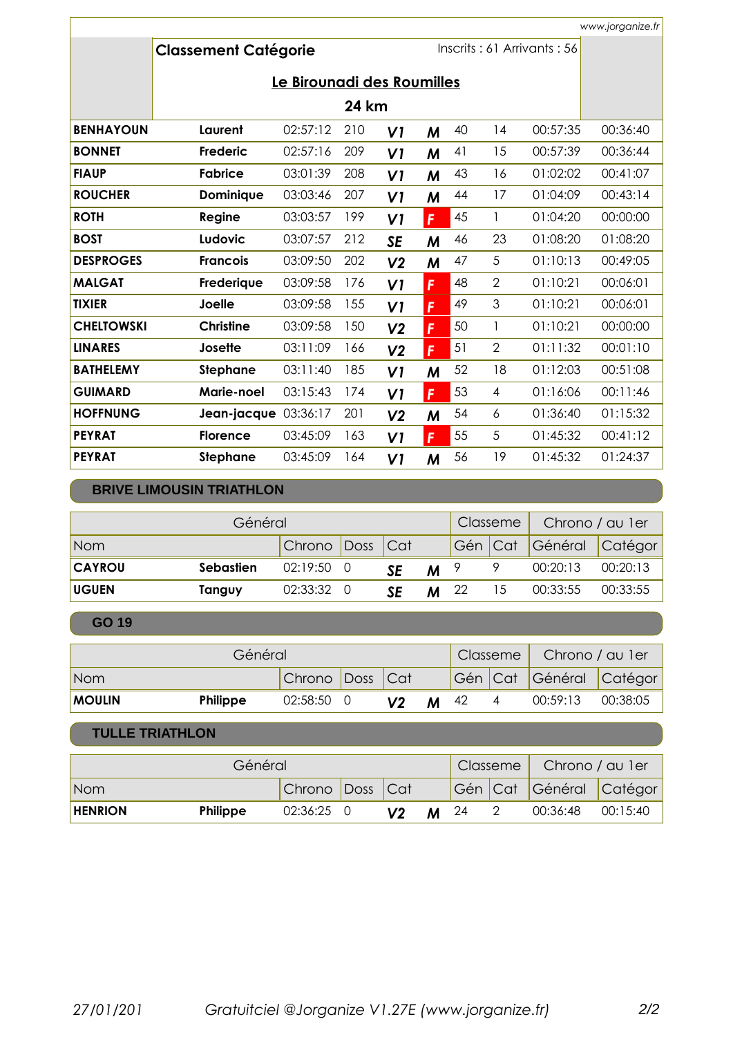## Classement Catégorie

Inscrits : 61 Arrivants : 56

### Le Birounadi des Roumilles

### 24 km

| | | | | | | | | | |
|---|---|---|---|---|---|---|---|---|---|
| **BENHAYOUN** | **Laurent** | 02:57:12 | 210 | **V1** | **M** | 40 | 14 | 00:57:35 | 00:36:40 |
| **BONNET** | **Frederic** | 02:57:16 | 209 | **V1** | **M** | 41 | 15 | 00:57:39 | 00:36:44 |
| **FIAUP** | **Fabrice** | 03:01:39 | 208 | **V1** | **M** | 43 | 16 | 01:02:02 | 00:41:07 |
| **ROUCHER** | **Dominique** | 03:03:46 | 207 | **V1** | **M** | 44 | 17 | 01:04:09 | 00:43:14 |
| **ROTH** | **Regine** | 03:03:57 | 199 | **V1** | **F** | 45 | 1 | 01:04:20 | 00:00:00 |
| **BOST** | **Ludovic** | 03:07:57 | 212 | **SE** | **M** | 46 | 23 | 01:08:20 | 01:08:20 |
| **DESPROGES** | **Francois** | 03:09:50 | 202 | **V2** | **M** | 47 | 5 | 01:10:13 | 00:49:05 |
| **MALGAT** | **Frederique** | 03:09:58 | 176 | **V1** | **F** | 48 | 2 | 01:10:21 | 00:06:01 |
| **TIXIER** | **Joelle** | 03:09:58 | 155 | **V1** | **F** | 49 | 3 | 01:10:21 | 00:06:01 |
| **CHELTOWSKI** | **Christine** | 03:09:58 | 150 | **V2** | **F** | 50 | 1 | 01:10:21 | 00:00:00 |
| **LINARES** | **Josette** | 03:11:09 | 166 | **V2** | **F** | 51 | 2 | 01:11:32 | 00:01:10 |
| **BATHELEMY** | **Stephane** | 03:11:40 | 185 | **V1** | **M** | 52 | 18 | 01:12:03 | 00:51:08 |
| **GUIMARD** | **Marie-noel** | 03:15:43 | 174 | **V1** | **F** | 53 | 4 | 01:16:06 | 00:11:46 |
| **HOFFNUNG** | **Jean-jacque** | 03:36:17 | 201 | **V2** | **M** | 54 | 6 | 01:36:40 | 01:15:32 |
| **PEYRAT** | **Florence** | 03:45:09 | 163 | **V1** | **F** | 55 | 5 | 01:45:32 | 00:41:12 |
| **PEYRAT** | **Stephane** | 03:45:09 | 164 | **V1** | **M** | 56 | 19 | 01:45:32 | 01:24:37 |

### BRIVE LIMOUSIN TRIATHLON

| Général | | | | | | Classeme | | Chrono / au 1er | |
|---|---|---|---|---|---|---|---|---|---|
| Nom | | Chrono | Doss | Cat | | Gén | Cat | Général | Catégor |
| **CAYROU** | **Sebastien** | 02:19:50 | 0 | **SE** | **M** | 9 | 9 | 00:20:13 | 00:20:13 |
| **UGUEN** | **Tanguy** | 02:33:32 | 0 | **SE** | **M** | 22 | 15 | 00:33:55 | 00:33:55 |

### GO 19

| Général | | | | | | Classeme | | Chrono / au 1er | |
|---|---|---|---|---|---|---|---|---|---|
| Nom | | Chrono | Doss | Cat | | Gén | Cat | Général | Catégor |
| **MOULIN** | **Philippe** | 02:58:50 | 0 | **V2** | **M** | 42 | 4 | 00:59:13 | 00:38:05 |

### TULLE TRIATHLON

| Général | | | | | | Classeme | | Chrono / au 1er | |
|---|---|---|---|---|---|---|---|---|---|
| Nom | | Chrono | Doss | Cat | | Gén | Cat | Général | Catégor |
| **HENRION** | **Philippe** | 02:36:25 | 0 | **V2** | **M** | 24 | 2 | 00:36:48 | 00:15:40 |